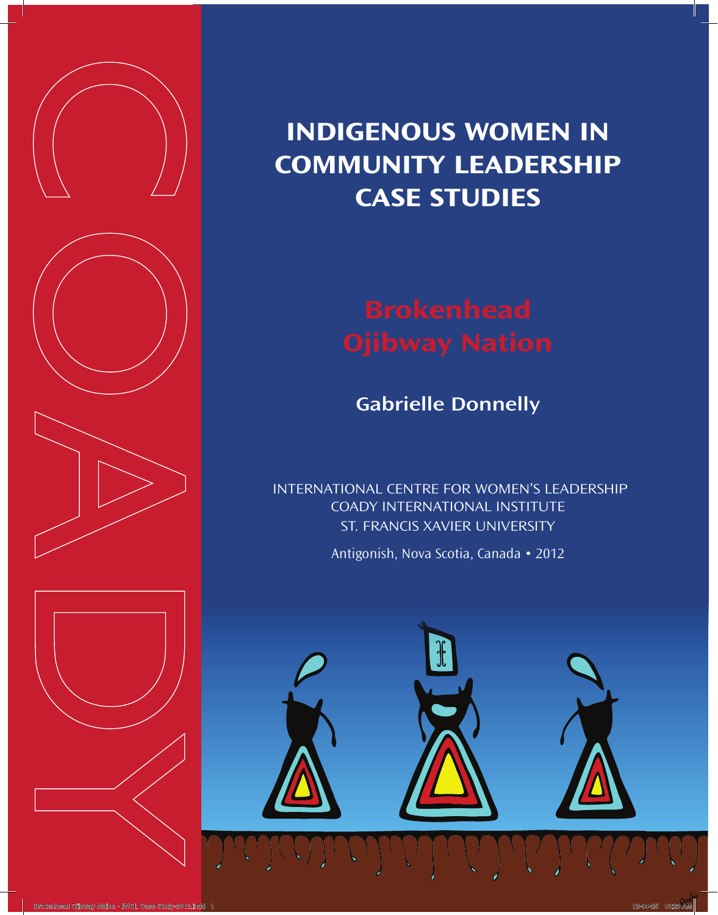# INDIGENOUS WOMEN IN COMMUNITY LEADERSHIP CASE STUDIES

## Brokenhead Ojibway Nation

**Gabrielle Donnelly**

INTERNATIONAL CENTRE FOR WOMEN'S LEADERSHIP
COADY INTERNATIONAL INSTITUTE
ST. FRANCIS XAVIER UNIVERSITY

Antigonish, Nova Scotia, Canada • 2012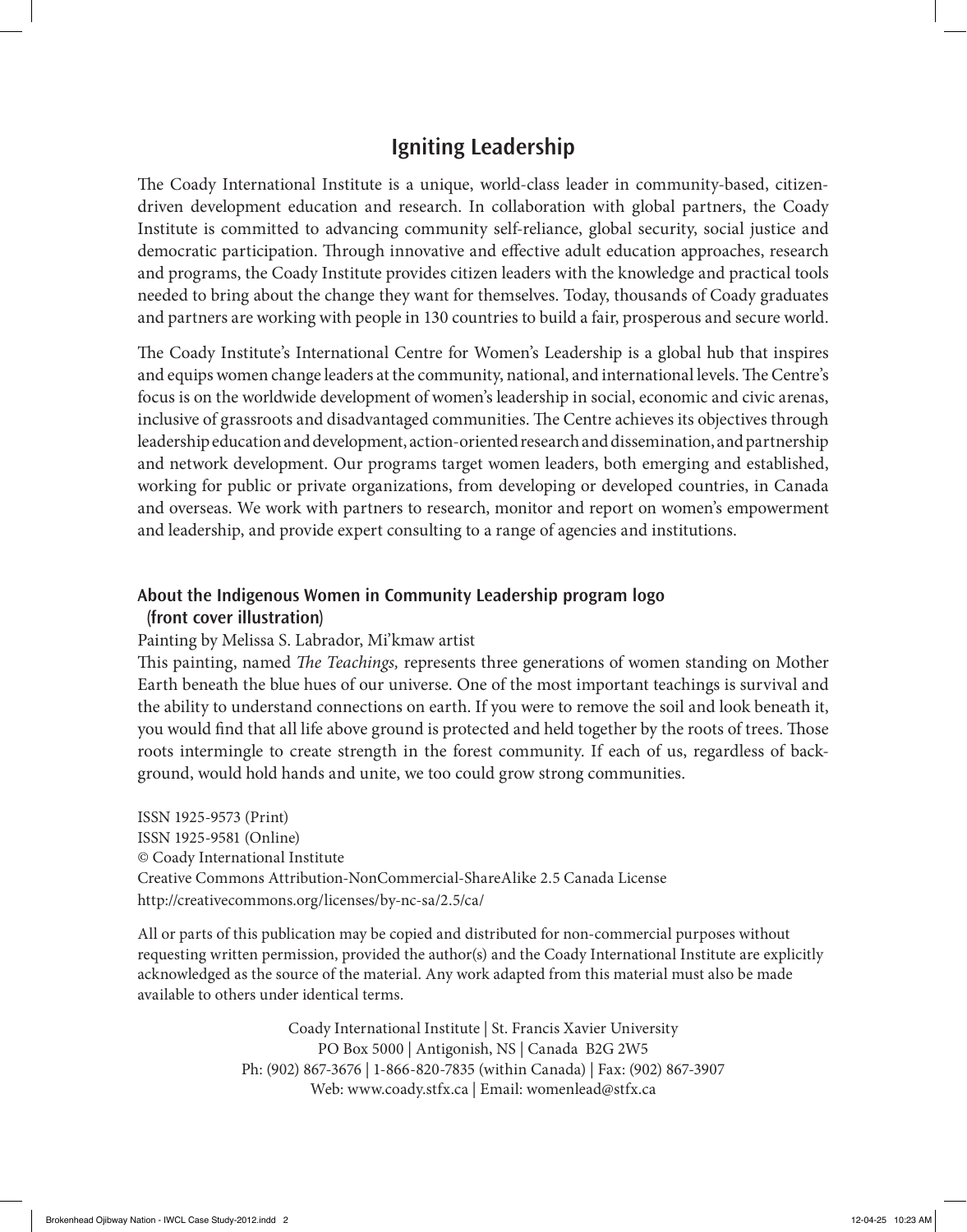## Igniting Leadership

The Coady International Institute is a unique, world-class leader in community-based, citizen-driven development education and research. In collaboration with global partners, the Coady Institute is committed to advancing community self-reliance, global security, social justice and democratic participation. Through innovative and effective adult education approaches, research and programs, the Coady Institute provides citizen leaders with the knowledge and practical tools needed to bring about the change they want for themselves. Today, thousands of Coady graduates and partners are working with people in 130 countries to build a fair, prosperous and secure world.

The Coady Institute's International Centre for Women's Leadership is a global hub that inspires and equips women change leaders at the community, national, and international levels. The Centre's focus is on the worldwide development of women's leadership in social, economic and civic arenas, inclusive of grassroots and disadvantaged communities. The Centre achieves its objectives through leadership education and development, action-oriented research and dissemination, and partnership and network development. Our programs target women leaders, both emerging and established, working for public or private organizations, from developing or developed countries, in Canada and overseas. We work with partners to research, monitor and report on women's empowerment and leadership, and provide expert consulting to a range of agencies and institutions.

### About the Indigenous Women in Community Leadership program logo (front cover illustration)

Painting by Melissa S. Labrador, Mi'kmaw artist

This painting, named *The Teachings,* represents three generations of women standing on Mother Earth beneath the blue hues of our universe. One of the most important teachings is survival and the ability to understand connections on earth. If you were to remove the soil and look beneath it, you would find that all life above ground is protected and held together by the roots of trees. Those roots intermingle to create strength in the forest community. If each of us, regardless of background, would hold hands and unite, we too could grow strong communities.

ISSN 1925-9573 (Print)
ISSN 1925-9581 (Online)
© Coady International Institute
Creative Commons Attribution-NonCommercial-ShareAlike 2.5 Canada License
http://creativecommons.org/licenses/by-nc-sa/2.5/ca/

All or parts of this publication may be copied and distributed for non-commercial purposes without requesting written permission, provided the author(s) and the Coady International Institute are explicitly acknowledged as the source of the material. Any work adapted from this material must also be made available to others under identical terms.

Coady International Institute | St. Francis Xavier University
PO Box 5000 | Antigonish, NS | Canada B2G 2W5
Ph: (902) 867-3676 | 1-866-820-7835 (within Canada) | Fax: (902) 867-3907
Web: www.coady.stfx.ca | Email: womenlead@stfx.ca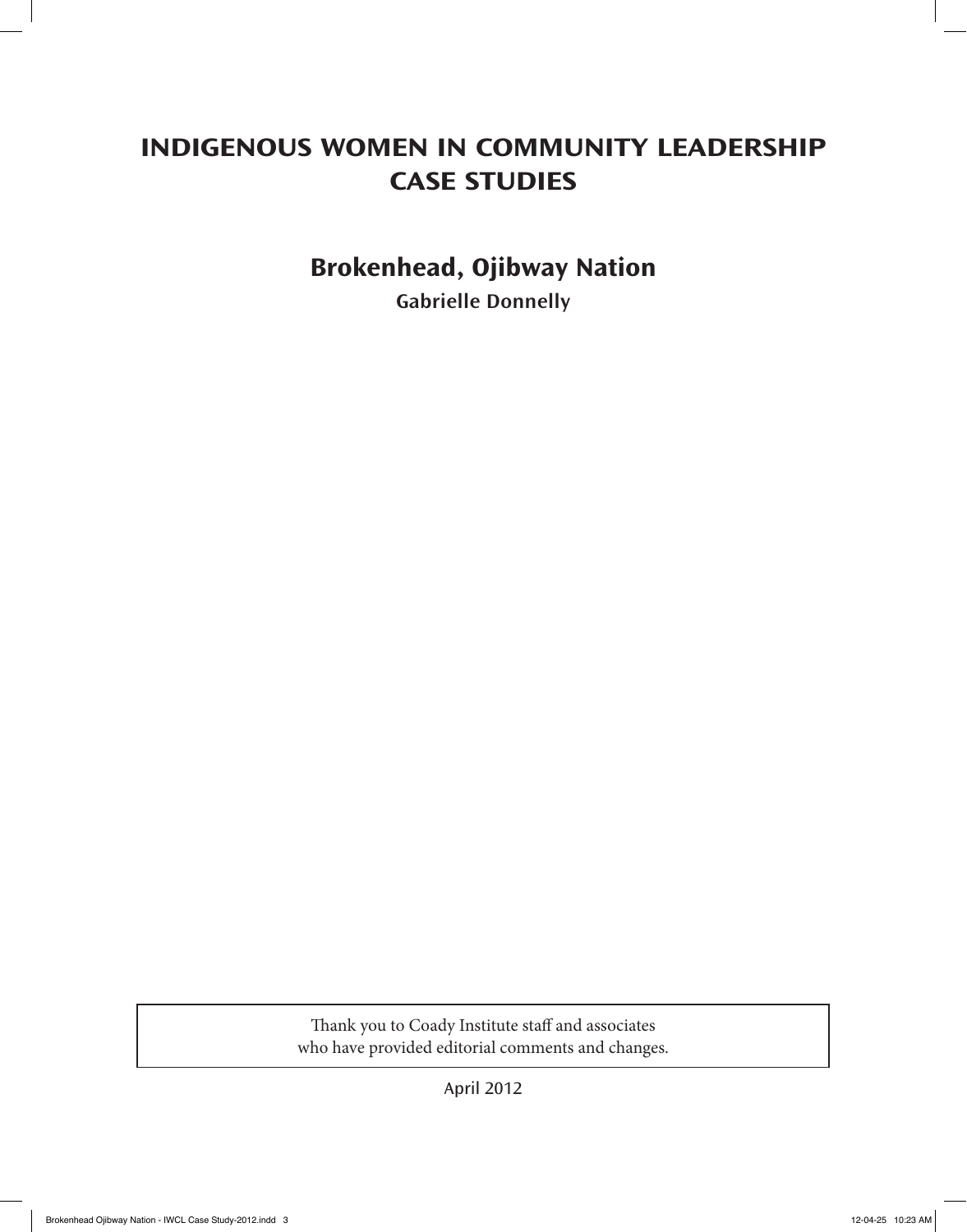# INDIGENOUS WOMEN IN COMMUNITY LEADERSHIP CASE STUDIES

## Brokenhead, Ojibway Nation

**Gabrielle Donnelly**

Thank you to Coady Institute staff and associates who have provided editorial comments and changes.

April 2012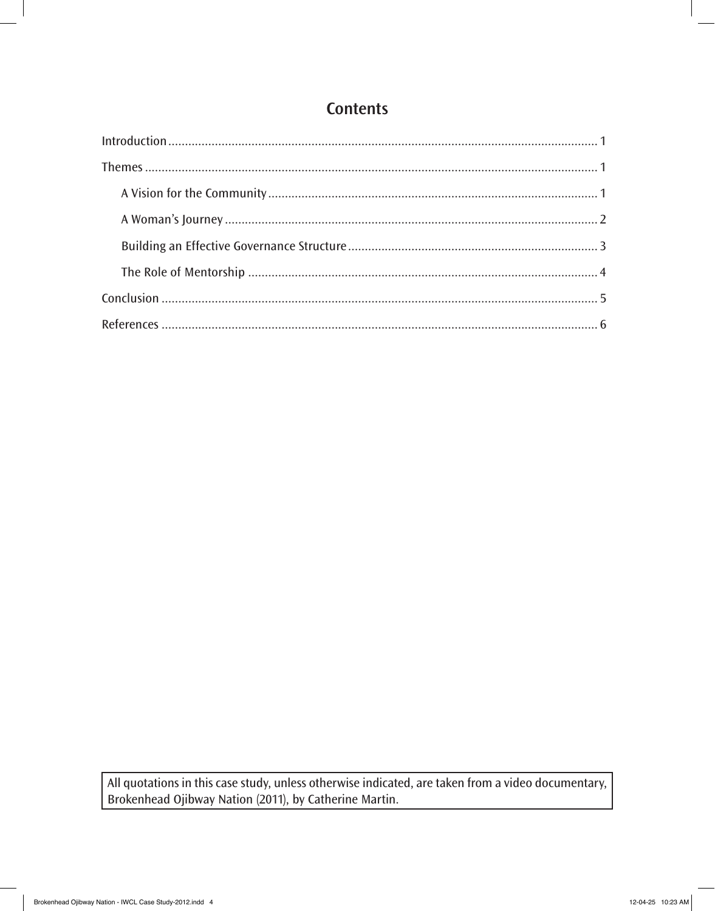# Contents

Introduction ............................................................................................................................... 1

Themes ...................................................................................................................................... 1

- A Vision for the Community ................................................................................................. 1
- A Woman's Journey .............................................................................................................. 2
- Building an Effective Governance Structure .......................................................................... 3
- The Role of Mentorship ....................................................................................................... 4

Conclusion ................................................................................................................................. 5

References .................................................................................................................................. 6

All quotations in this case study, unless otherwise indicated, are taken from a video documentary, Brokenhead Ojibway Nation (2011), by Catherine Martin.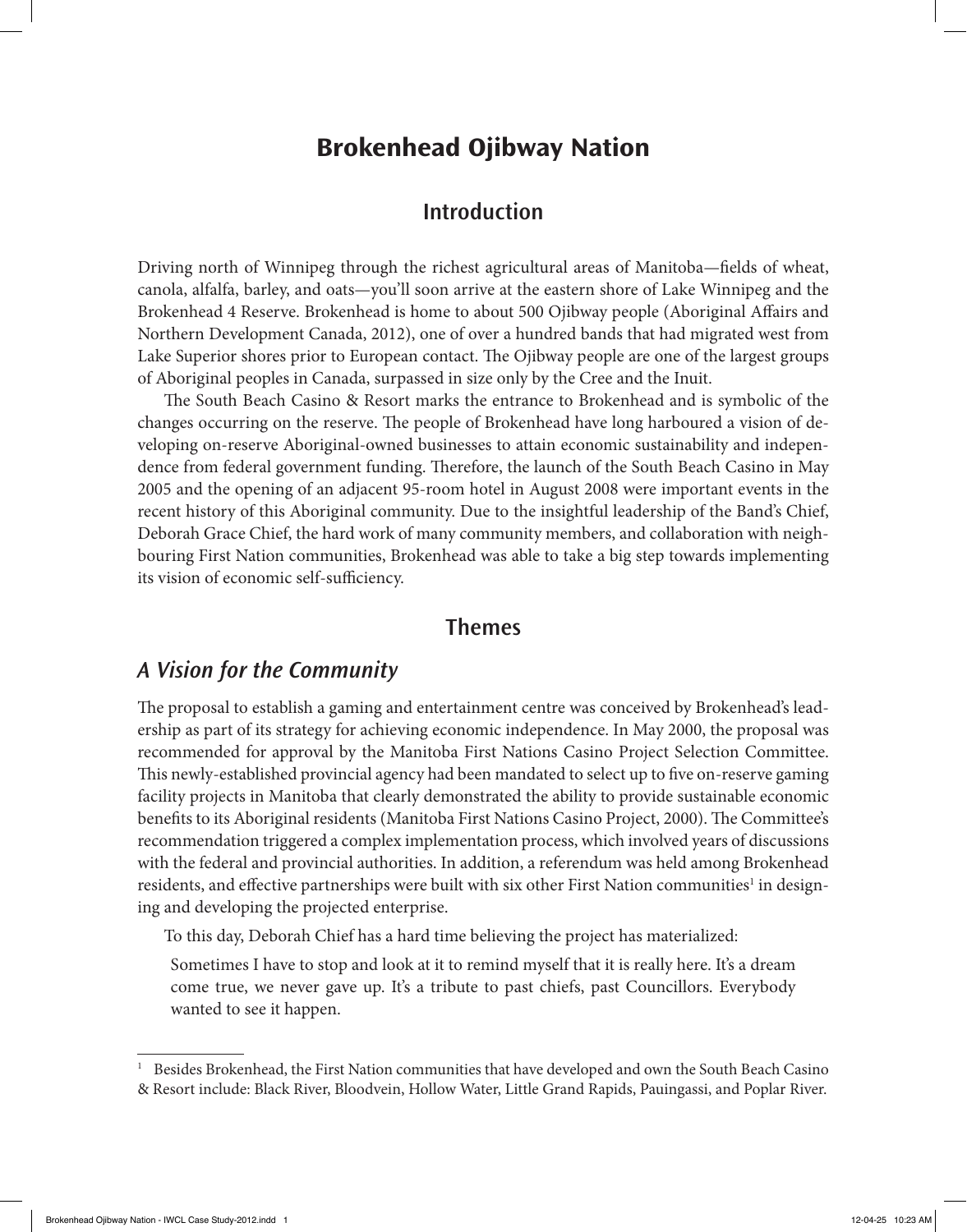# Brokenhead Ojibway Nation

## Introduction

Driving north of Winnipeg through the richest agricultural areas of Manitoba—fields of wheat, canola, alfalfa, barley, and oats—you'll soon arrive at the eastern shore of Lake Winnipeg and the Brokenhead 4 Reserve. Brokenhead is home to about 500 Ojibway people (Aboriginal Affairs and Northern Development Canada, 2012), one of over a hundred bands that had migrated west from Lake Superior shores prior to European contact. The Ojibway people are one of the largest groups of Aboriginal peoples in Canada, surpassed in size only by the Cree and the Inuit.

The South Beach Casino & Resort marks the entrance to Brokenhead and is symbolic of the changes occurring on the reserve. The people of Brokenhead have long harboured a vision of developing on-reserve Aboriginal-owned businesses to attain economic sustainability and independence from federal government funding. Therefore, the launch of the South Beach Casino in May 2005 and the opening of an adjacent 95-room hotel in August 2008 were important events in the recent history of this Aboriginal community. Due to the insightful leadership of the Band's Chief, Deborah Grace Chief, the hard work of many community members, and collaboration with neighbouring First Nation communities, Brokenhead was able to take a big step towards implementing its vision of economic self-sufficiency.

## Themes

### *A Vision for the Community*

The proposal to establish a gaming and entertainment centre was conceived by Brokenhead's leadership as part of its strategy for achieving economic independence. In May 2000, the proposal was recommended for approval by the Manitoba First Nations Casino Project Selection Committee. This newly-established provincial agency had been mandated to select up to five on-reserve gaming facility projects in Manitoba that clearly demonstrated the ability to provide sustainable economic benefits to its Aboriginal residents (Manitoba First Nations Casino Project, 2000). The Committee's recommendation triggered a complex implementation process, which involved years of discussions with the federal and provincial authorities. In addition, a referendum was held among Brokenhead residents, and effective partnerships were built with six other First Nation communities[1] in designing and developing the projected enterprise.

To this day, Deborah Chief has a hard time believing the project has materialized:

> Sometimes I have to stop and look at it to remind myself that it is really here. It's a dream come true, we never gave up. It's a tribute to past chiefs, past Councillors. Everybody wanted to see it happen.

---

[1] Besides Brokenhead, the First Nation communities that have developed and own the South Beach Casino & Resort include: Black River, Bloodvein, Hollow Water, Little Grand Rapids, Pauingassi, and Poplar River.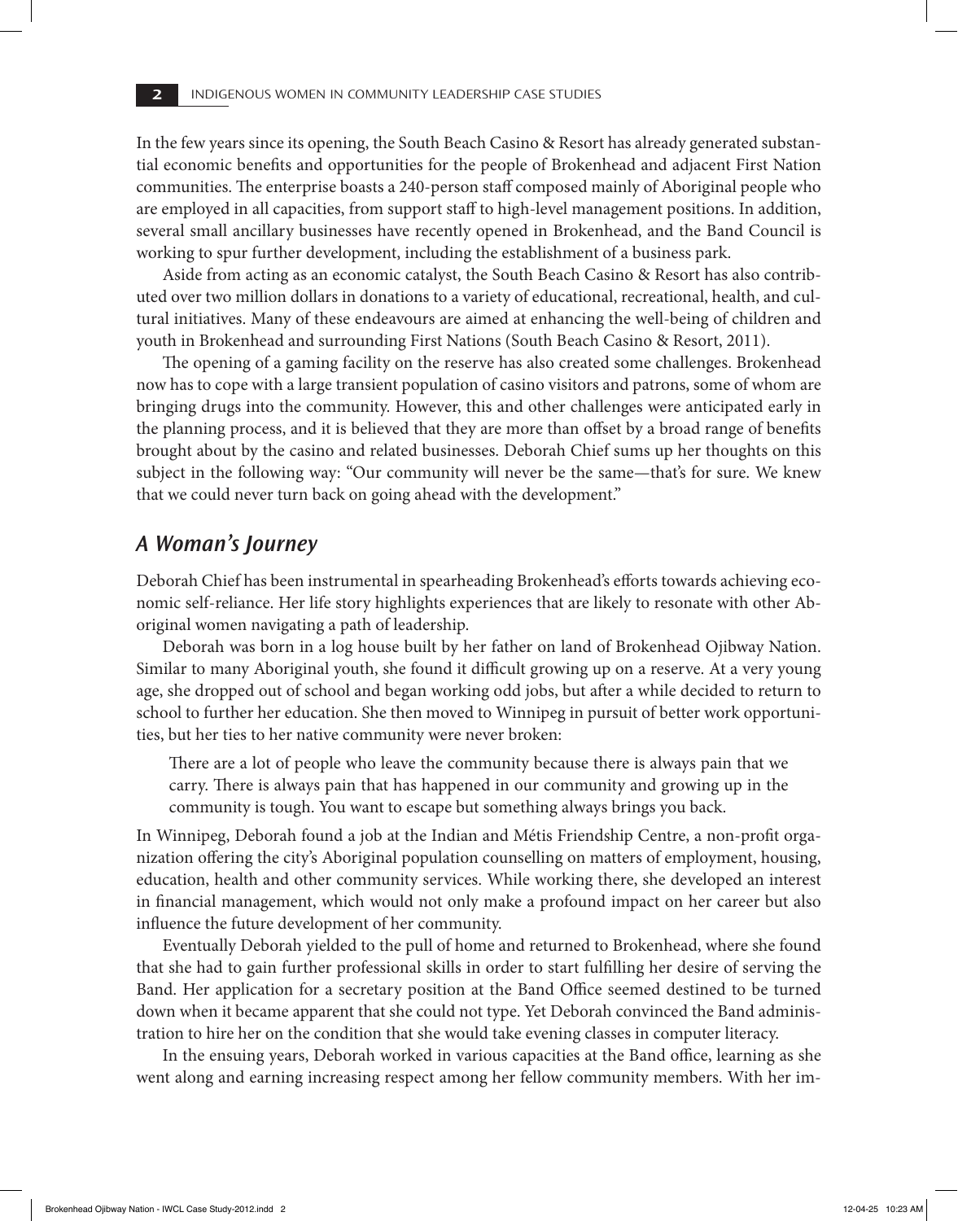In the few years since its opening, the South Beach Casino & Resort has already generated substantial economic benefits and opportunities for the people of Brokenhead and adjacent First Nation communities. The enterprise boasts a 240-person staff composed mainly of Aboriginal people who are employed in all capacities, from support staff to high-level management positions. In addition, several small ancillary businesses have recently opened in Brokenhead, and the Band Council is working to spur further development, including the establishment of a business park.

Aside from acting as an economic catalyst, the South Beach Casino & Resort has also contributed over two million dollars in donations to a variety of educational, recreational, health, and cultural initiatives. Many of these endeavours are aimed at enhancing the well-being of children and youth in Brokenhead and surrounding First Nations (South Beach Casino & Resort, 2011).

The opening of a gaming facility on the reserve has also created some challenges. Brokenhead now has to cope with a large transient population of casino visitors and patrons, some of whom are bringing drugs into the community. However, this and other challenges were anticipated early in the planning process, and it is believed that they are more than offset by a broad range of benefits brought about by the casino and related businesses. Deborah Chief sums up her thoughts on this subject in the following way: "Our community will never be the same—that's for sure. We knew that we could never turn back on going ahead with the development."

## *A Woman's Journey*

Deborah Chief has been instrumental in spearheading Brokenhead's efforts towards achieving economic self-reliance. Her life story highlights experiences that are likely to resonate with other Aboriginal women navigating a path of leadership.

Deborah was born in a log house built by her father on land of Brokenhead Ojibway Nation. Similar to many Aboriginal youth, she found it difficult growing up on a reserve. At a very young age, she dropped out of school and began working odd jobs, but after a while decided to return to school to further her education. She then moved to Winnipeg in pursuit of better work opportunities, but her ties to her native community were never broken:

> There are a lot of people who leave the community because there is always pain that we carry. There is always pain that has happened in our community and growing up in the community is tough. You want to escape but something always brings you back.

In Winnipeg, Deborah found a job at the Indian and Métis Friendship Centre, a non-profit organization offering the city's Aboriginal population counselling on matters of employment, housing, education, health and other community services. While working there, she developed an interest in financial management, which would not only make a profound impact on her career but also influence the future development of her community.

Eventually Deborah yielded to the pull of home and returned to Brokenhead, where she found that she had to gain further professional skills in order to start fulfilling her desire of serving the Band. Her application for a secretary position at the Band Office seemed destined to be turned down when it became apparent that she could not type. Yet Deborah convinced the Band administration to hire her on the condition that she would take evening classes in computer literacy.

In the ensuing years, Deborah worked in various capacities at the Band office, learning as she went along and earning increasing respect among her fellow community members. With her im-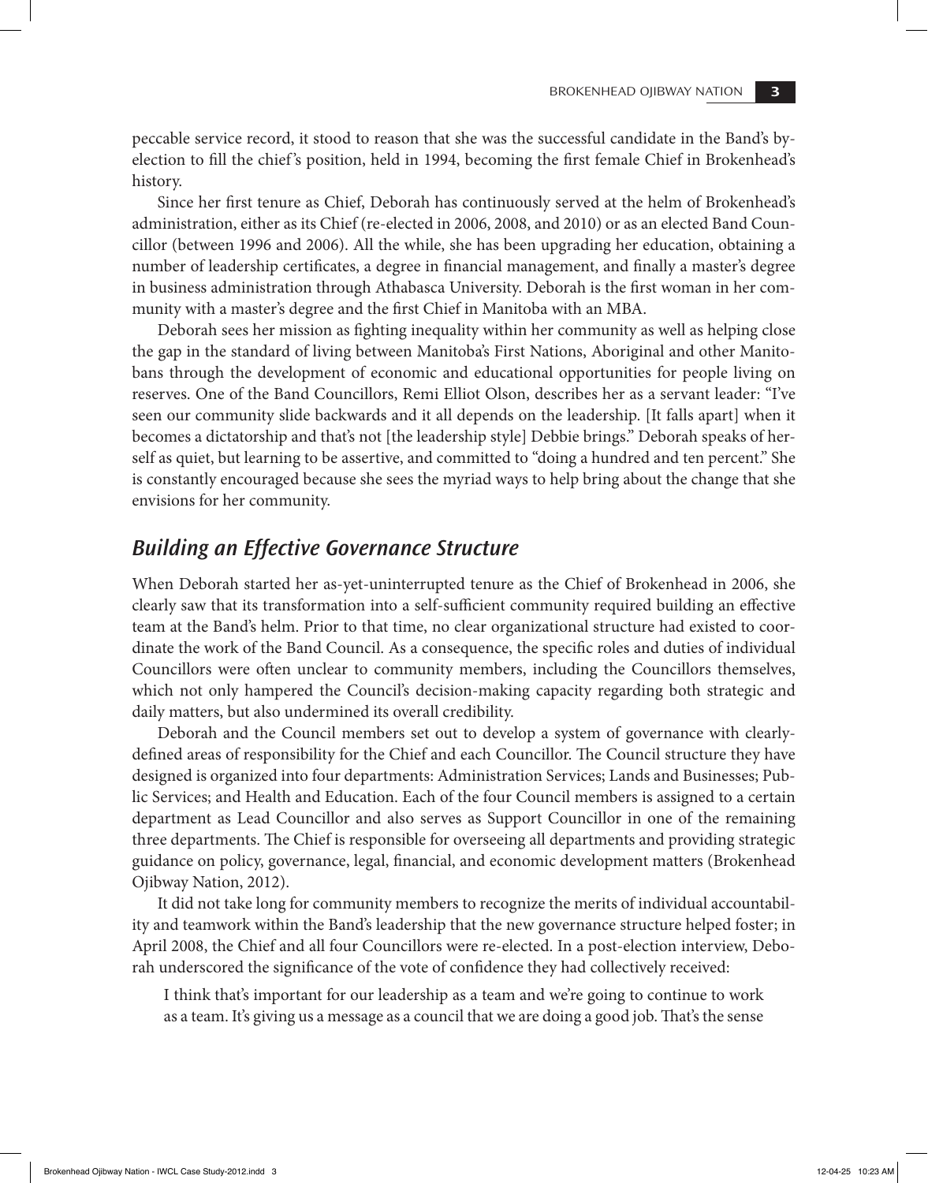peccable service record, it stood to reason that she was the successful candidate in the Band's by-election to fill the chief's position, held in 1994, becoming the first female Chief in Brokenhead's history.

Since her first tenure as Chief, Deborah has continuously served at the helm of Brokenhead's administration, either as its Chief (re-elected in 2006, 2008, and 2010) or as an elected Band Councillor (between 1996 and 2006). All the while, she has been upgrading her education, obtaining a number of leadership certificates, a degree in financial management, and finally a master's degree in business administration through Athabasca University. Deborah is the first woman in her community with a master's degree and the first Chief in Manitoba with an MBA.

Deborah sees her mission as fighting inequality within her community as well as helping close the gap in the standard of living between Manitoba's First Nations, Aboriginal and other Manitobans through the development of economic and educational opportunities for people living on reserves. One of the Band Councillors, Remi Elliot Olson, describes her as a servant leader: "I've seen our community slide backwards and it all depends on the leadership. [It falls apart] when it becomes a dictatorship and that's not [the leadership style] Debbie brings." Deborah speaks of herself as quiet, but learning to be assertive, and committed to "doing a hundred and ten percent." She is constantly encouraged because she sees the myriad ways to help bring about the change that she envisions for her community.

## *Building an Effective Governance Structure*

When Deborah started her as-yet-uninterrupted tenure as the Chief of Brokenhead in 2006, she clearly saw that its transformation into a self-sufficient community required building an effective team at the Band's helm. Prior to that time, no clear organizational structure had existed to coordinate the work of the Band Council. As a consequence, the specific roles and duties of individual Councillors were often unclear to community members, including the Councillors themselves, which not only hampered the Council's decision-making capacity regarding both strategic and daily matters, but also undermined its overall credibility.

Deborah and the Council members set out to develop a system of governance with clearly-defined areas of responsibility for the Chief and each Councillor. The Council structure they have designed is organized into four departments: Administration Services; Lands and Businesses; Public Services; and Health and Education. Each of the four Council members is assigned to a certain department as Lead Councillor and also serves as Support Councillor in one of the remaining three departments. The Chief is responsible for overseeing all departments and providing strategic guidance on policy, governance, legal, financial, and economic development matters (Brokenhead Ojibway Nation, 2012).

It did not take long for community members to recognize the merits of individual accountability and teamwork within the Band's leadership that the new governance structure helped foster; in April 2008, the Chief and all four Councillors were re-elected. In a post-election interview, Deborah underscored the significance of the vote of confidence they had collectively received:

> I think that's important for our leadership as a team and we're going to continue to work as a team. It's giving us a message as a council that we are doing a good job. That's the sense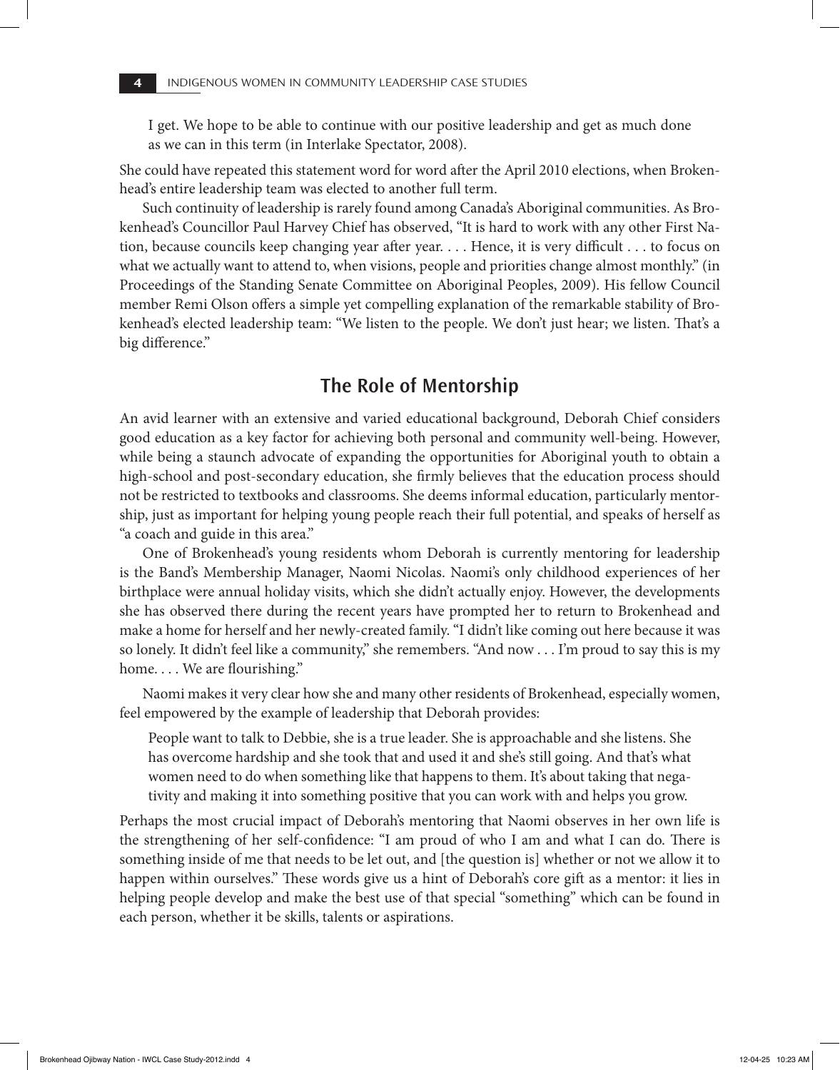I get. We hope to be able to continue with our positive leadership and get as much done as we can in this term (in Interlake Spectator, 2008).

She could have repeated this statement word for word after the April 2010 elections, when Brokenhead's entire leadership team was elected to another full term.

Such continuity of leadership is rarely found among Canada's Aboriginal communities. As Brokenhead's Councillor Paul Harvey Chief has observed, "It is hard to work with any other First Nation, because councils keep changing year after year. . . . Hence, it is very difficult . . . to focus on what we actually want to attend to, when visions, people and priorities change almost monthly." (in Proceedings of the Standing Senate Committee on Aboriginal Peoples, 2009). His fellow Council member Remi Olson offers a simple yet compelling explanation of the remarkable stability of Brokenhead's elected leadership team: "We listen to the people. We don't just hear; we listen. That's a big difference."

## The Role of Mentorship

An avid learner with an extensive and varied educational background, Deborah Chief considers good education as a key factor for achieving both personal and community well-being. However, while being a staunch advocate of expanding the opportunities for Aboriginal youth to obtain a high-school and post-secondary education, she firmly believes that the education process should not be restricted to textbooks and classrooms. She deems informal education, particularly mentorship, just as important for helping young people reach their full potential, and speaks of herself as "a coach and guide in this area."

One of Brokenhead's young residents whom Deborah is currently mentoring for leadership is the Band's Membership Manager, Naomi Nicolas. Naomi's only childhood experiences of her birthplace were annual holiday visits, which she didn't actually enjoy. However, the developments she has observed there during the recent years have prompted her to return to Brokenhead and make a home for herself and her newly-created family. "I didn't like coming out here because it was so lonely. It didn't feel like a community," she remembers. "And now . . . I'm proud to say this is my home. . . . We are flourishing."

Naomi makes it very clear how she and many other residents of Brokenhead, especially women, feel empowered by the example of leadership that Deborah provides:

> People want to talk to Debbie, she is a true leader. She is approachable and she listens. She has overcome hardship and she took that and used it and she's still going. And that's what women need to do when something like that happens to them. It's about taking that negativity and making it into something positive that you can work with and helps you grow.

Perhaps the most crucial impact of Deborah's mentoring that Naomi observes in her own life is the strengthening of her self-confidence: "I am proud of who I am and what I can do. There is something inside of me that needs to be let out, and [the question is] whether or not we allow it to happen within ourselves." These words give us a hint of Deborah's core gift as a mentor: it lies in helping people develop and make the best use of that special "something" which can be found in each person, whether it be skills, talents or aspirations.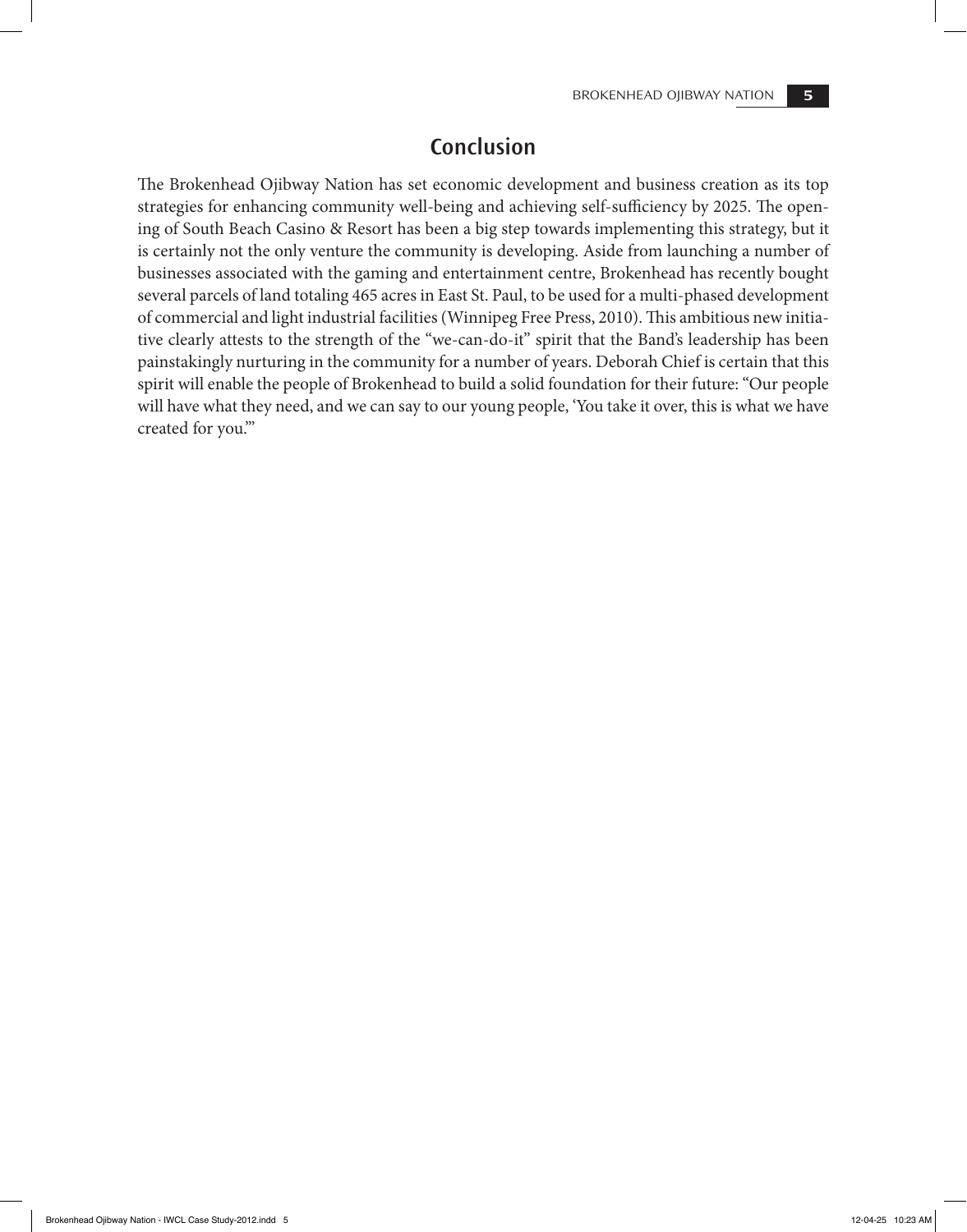## Conclusion

The Brokenhead Ojibway Nation has set economic development and business creation as its top strategies for enhancing community well-being and achieving self-sufficiency by 2025. The opening of South Beach Casino & Resort has been a big step towards implementing this strategy, but it is certainly not the only venture the community is developing. Aside from launching a number of businesses associated with the gaming and entertainment centre, Brokenhead has recently bought several parcels of land totaling 465 acres in East St. Paul, to be used for a multi-phased development of commercial and light industrial facilities (Winnipeg Free Press, 2010). This ambitious new initiative clearly attests to the strength of the "we-can-do-it" spirit that the Band's leadership has been painstakingly nurturing in the community for a number of years. Deborah Chief is certain that this spirit will enable the people of Brokenhead to build a solid foundation for their future: "Our people will have what they need, and we can say to our young people, 'You take it over, this is what we have created for you.'"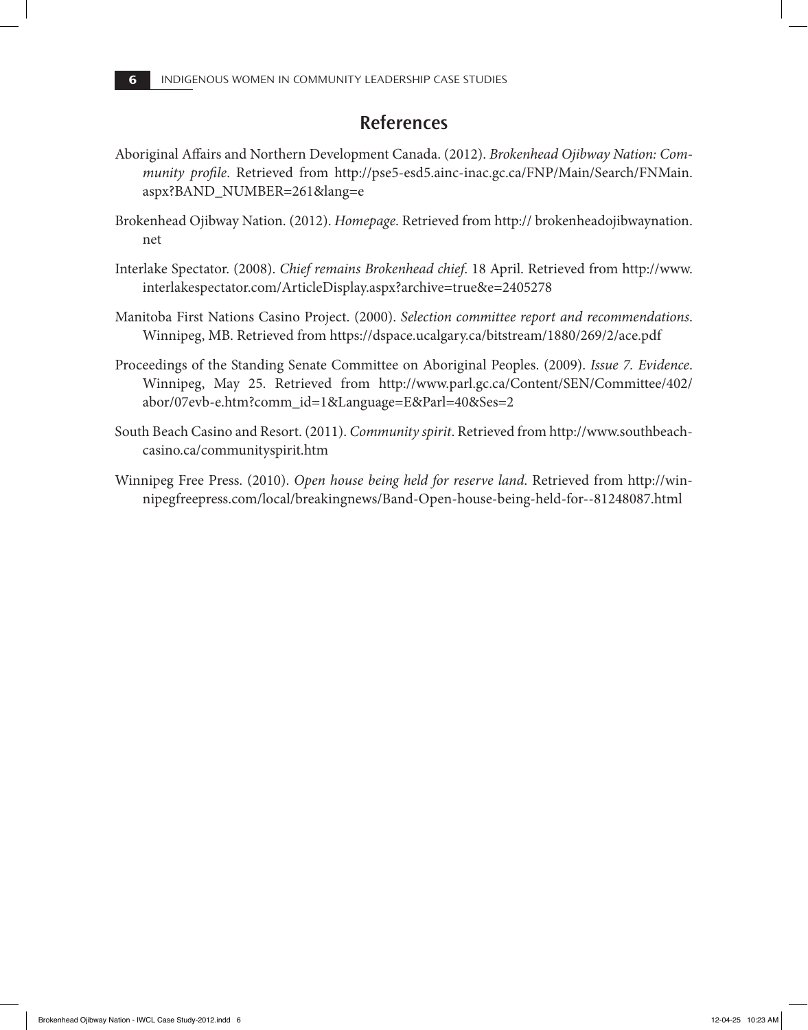## References

Aboriginal Affairs and Northern Development Canada. (2012). *Brokenhead Ojibway Nation: Community profile*. Retrieved from http://pse5-esd5.ainc-inac.gc.ca/FNP/Main/Search/FNMain.aspx?BAND_NUMBER=261&lang=e

Brokenhead Ojibway Nation. (2012). *Homepage*. Retrieved from http:// brokenheadojibwaynation.net

Interlake Spectator. (2008). *Chief remains Brokenhead chief*. 18 April. Retrieved from http://www.interlakespectator.com/ArticleDisplay.aspx?archive=true&e=2405278

Manitoba First Nations Casino Project. (2000). *Selection committee report and recommendations*. Winnipeg, MB. Retrieved from https://dspace.ucalgary.ca/bitstream/1880/269/2/ace.pdf

Proceedings of the Standing Senate Committee on Aboriginal Peoples. (2009). *Issue 7. Evidence*. Winnipeg, May 25. Retrieved from http://www.parl.gc.ca/Content/SEN/Committee/402/abor/07evb-e.htm?comm_id=1&Language=E&Parl=40&Ses=2

South Beach Casino and Resort. (2011). *Community spirit*. Retrieved from http://www.southbeachcasino.ca/communityspirit.htm

Winnipeg Free Press. (2010). *Open house being held for reserve land*. Retrieved from http://winnipegfreepress.com/local/breakingnews/Band-Open-house-being-held-for--81248087.html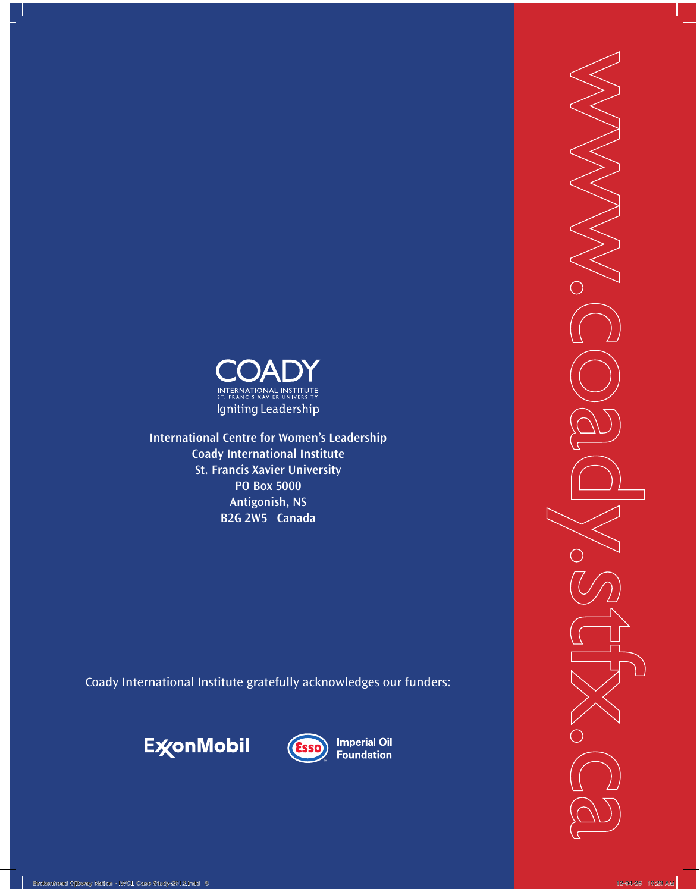www.coady.stfx.ca

COADY
INTERNATIONAL INSTITUTE
ST. FRANCIS XAVIER UNIVERSITY
Igniting Leadership

**International Centre for Women's Leadership**
**Coady International Institute**
**St. Francis Xavier University**
**PO Box 5000**
**Antigonish, NS**
**B2G 2W5 Canada**

Coady International Institute gratefully acknowledges our funders:

ExxonMobil

Esso Imperial Oil Foundation